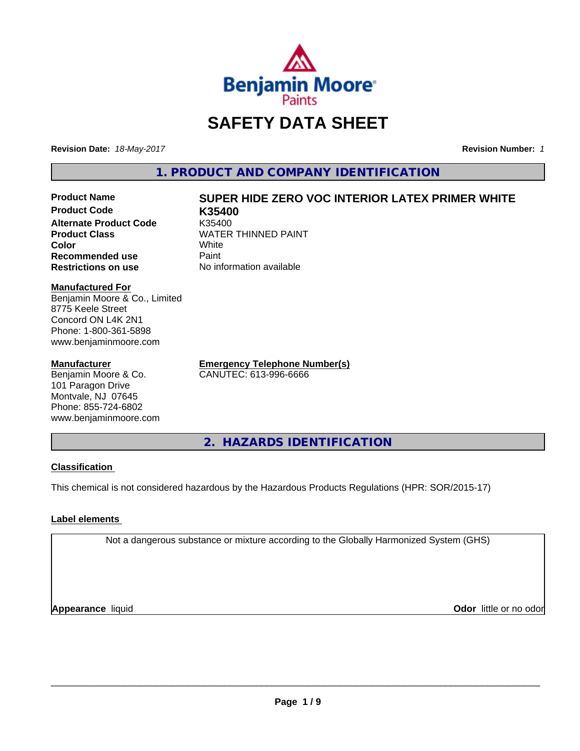Benjamin Moore Paints

# SAFETY DATA SHEET

**Revision Date:** *18-May-2017* **Revision Number:** *1*

## 1. PRODUCT AND COMPANY IDENTIFICATION

| | |
|---|---|
| **Product Name** | **SUPER HIDE ZERO VOC INTERIOR LATEX PRIMER WHITE** |
| **Product Code** | **K35400** |
| **Alternate Product Code** | K35400 |
| **Product Class** | WATER THINNED PAINT |
| **Color** | White |
| **Recommended use** | Paint |
| **Restrictions on use** | No information available |

**Manufactured For**
Benjamin Moore & Co., Limited
8775 Keele Street
Concord ON L4K 2N1
Phone: 1-800-361-5898
www.benjaminmoore.com

**Manufacturer**
Benjamin Moore & Co.
101 Paragon Drive
Montvale, NJ 07645
Phone: 855-724-6802
www.benjaminmoore.com

**Emergency Telephone Number(s)**
CANUTEC: 613-996-6666

## 2. HAZARDS IDENTIFICATION

**Classification**

This chemical is not considered hazardous by the Hazardous Products Regulations (HPR: SOR/2015-17)

**Label elements**

Not a dangerous substance or mixture according to the Globally Harmonized System (GHS)

**Appearance** liquid **Odor** little or no odor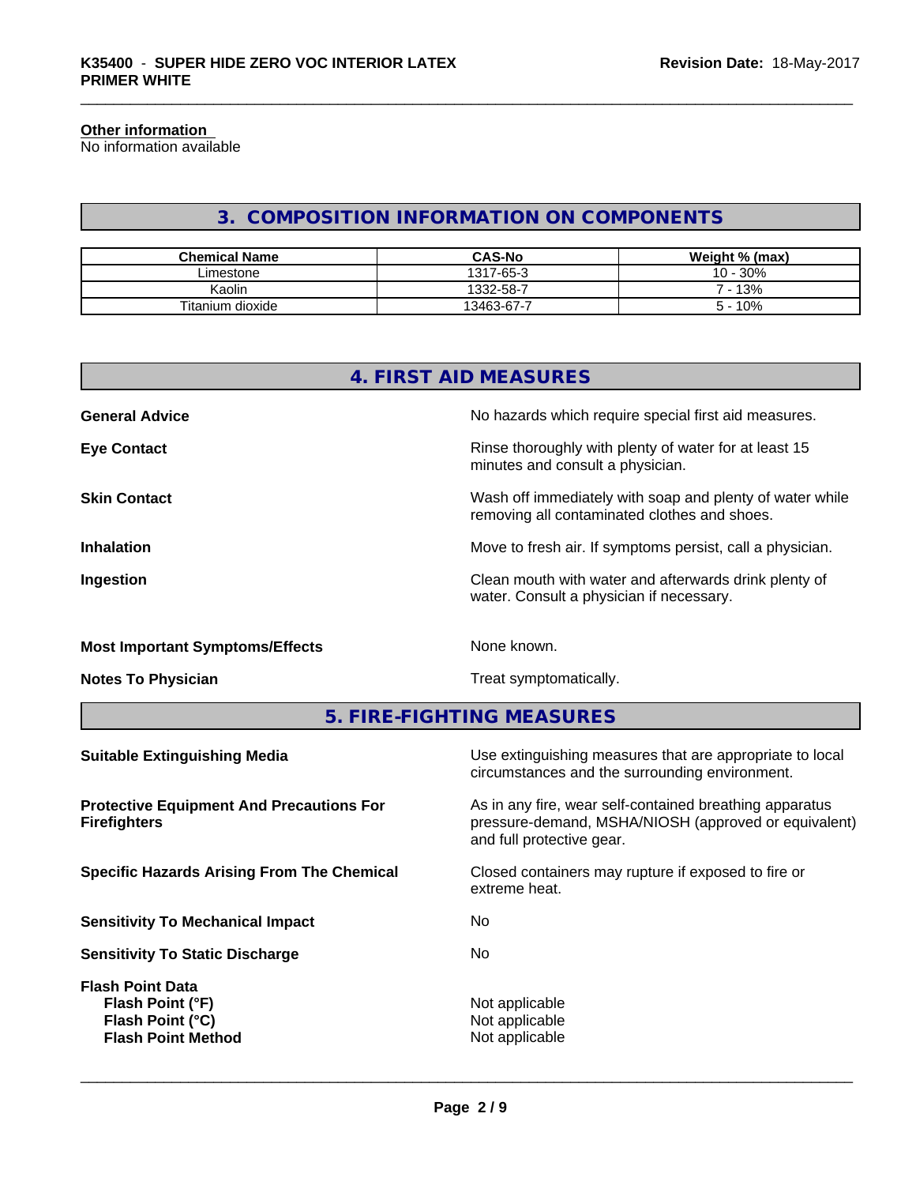### Other information

No information available

## 3. COMPOSITION INFORMATION ON COMPONENTS

| Chemical Name | CAS-No | Weight % (max) |
| --- | --- | --- |
| Limestone | 1317-65-3 | 10 - 30% |
| Kaolin | 1332-58-7 | 7 - 13% |
| Titanium dioxide | 13463-67-7 | 5 - 10% |

## 4. FIRST AID MEASURES

**General Advice**
No hazards which require special first aid measures.

**Eye Contact**
Rinse thoroughly with plenty of water for at least 15 minutes and consult a physician.

**Skin Contact**
Wash off immediately with soap and plenty of water while removing all contaminated clothes and shoes.

**Inhalation**
Move to fresh air. If symptoms persist, call a physician.

**Ingestion**
Clean mouth with water and afterwards drink plenty of water. Consult a physician if necessary.

**Most Important Symptoms/Effects**
None known.

**Notes To Physician**
Treat symptomatically.

## 5. FIRE-FIGHTING MEASURES

**Suitable Extinguishing Media**
Use extinguishing measures that are appropriate to local circumstances and the surrounding environment.

**Protective Equipment And Precautions For Firefighters**
As in any fire, wear self-contained breathing apparatus pressure-demand, MSHA/NIOSH (approved or equivalent) and full protective gear.

**Specific Hazards Arising From The Chemical**
Closed containers may rupture if exposed to fire or extreme heat.

**Sensitivity To Mechanical Impact**
No

**Sensitivity To Static Discharge**
No

**Flash Point Data**

**Flash Point (°F)**
Not applicable

**Flash Point (°C)**
Not applicable

**Flash Point Method**
Not applicable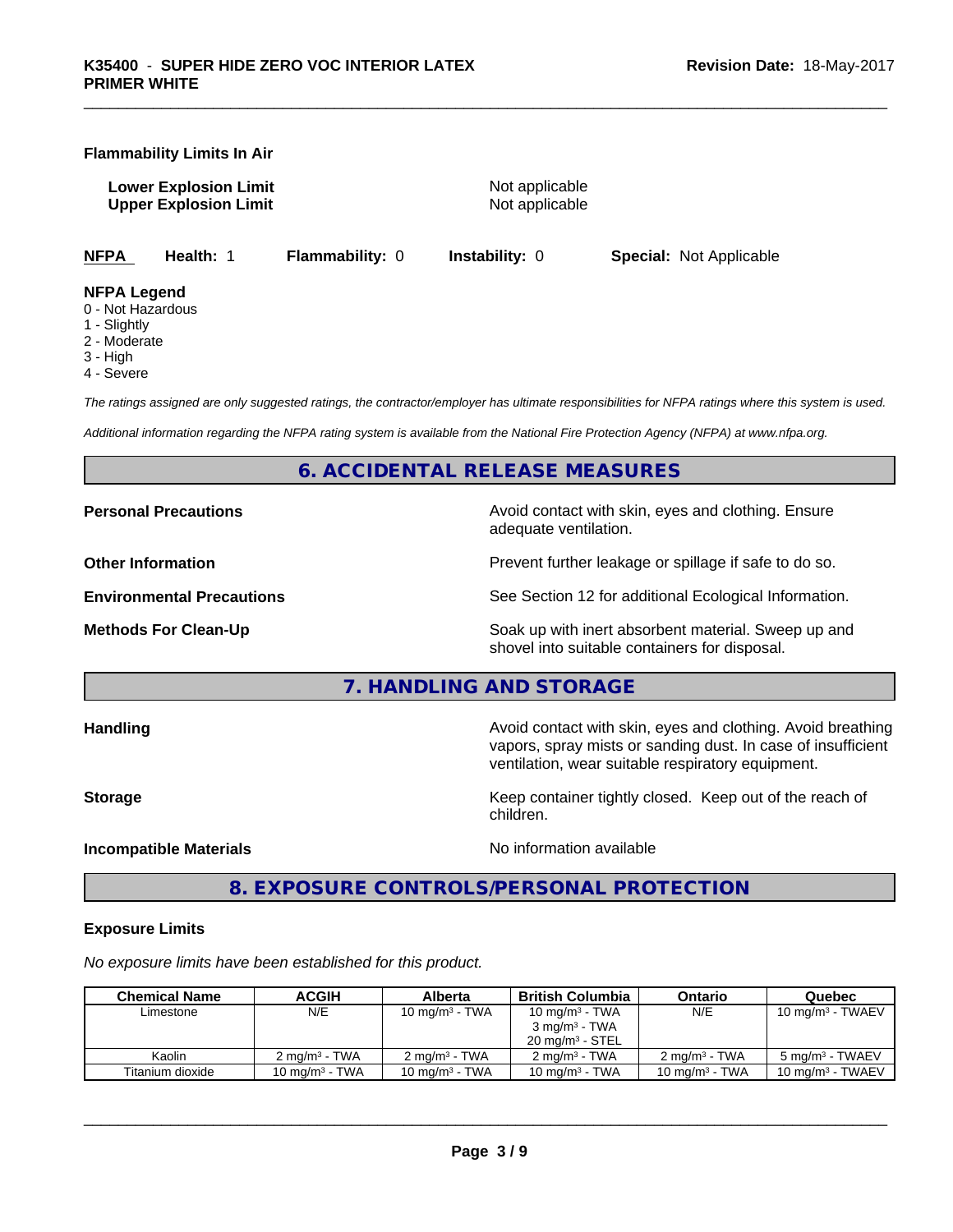**Flammability Limits In Air**

**Lower Explosion Limit** Not applicable
**Upper Explosion Limit** Not applicable

**NFPA** **Health:** 1 **Flammability:** 0 **Instability:** 0 **Special:** Not Applicable

**NFPA Legend**
0 - Not Hazardous
1 - Slightly
2 - Moderate
3 - High
4 - Severe

*The ratings assigned are only suggested ratings, the contractor/employer has ultimate responsibilities for NFPA ratings where this system is used.*

*Additional information regarding the NFPA rating system is available from the National Fire Protection Agency (NFPA) at www.nfpa.org.*

## 6. ACCIDENTAL RELEASE MEASURES

**Personal Precautions** Avoid contact with skin, eyes and clothing. Ensure adequate ventilation.

**Other Information** Prevent further leakage or spillage if safe to do so.

**Environmental Precautions** See Section 12 for additional Ecological Information.

**Methods For Clean-Up** Soak up with inert absorbent material. Sweep up and shovel into suitable containers for disposal.

## 7. HANDLING AND STORAGE

**Handling** Avoid contact with skin, eyes and clothing. Avoid breathing vapors, spray mists or sanding dust. In case of insufficient ventilation, wear suitable respiratory equipment.

**Storage** Keep container tightly closed. Keep out of the reach of children.

**Incompatible Materials** No information available

## 8. EXPOSURE CONTROLS/PERSONAL PROTECTION

**Exposure Limits**

*No exposure limits have been established for this product.*

| Chemical Name | ACGIH | Alberta | British Columbia | Ontario | Quebec |
|---|---|---|---|---|---|
| Limestone | N/E | 10 mg/m³ - TWA | 10 mg/m³ - TWA<br>3 mg/m³ - TWA<br>20 mg/m³ - STEL | N/E | 10 mg/m³ - TWAEV |
| Kaolin | 2 mg/m³ - TWA | 2 mg/m³ - TWA | 2 mg/m³ - TWA | 2 mg/m³ - TWA | 5 mg/m³ - TWAEV |
| Titanium dioxide | 10 mg/m³ - TWA | 10 mg/m³ - TWA | 10 mg/m³ - TWA | 10 mg/m³ - TWA | 10 mg/m³ - TWAEV |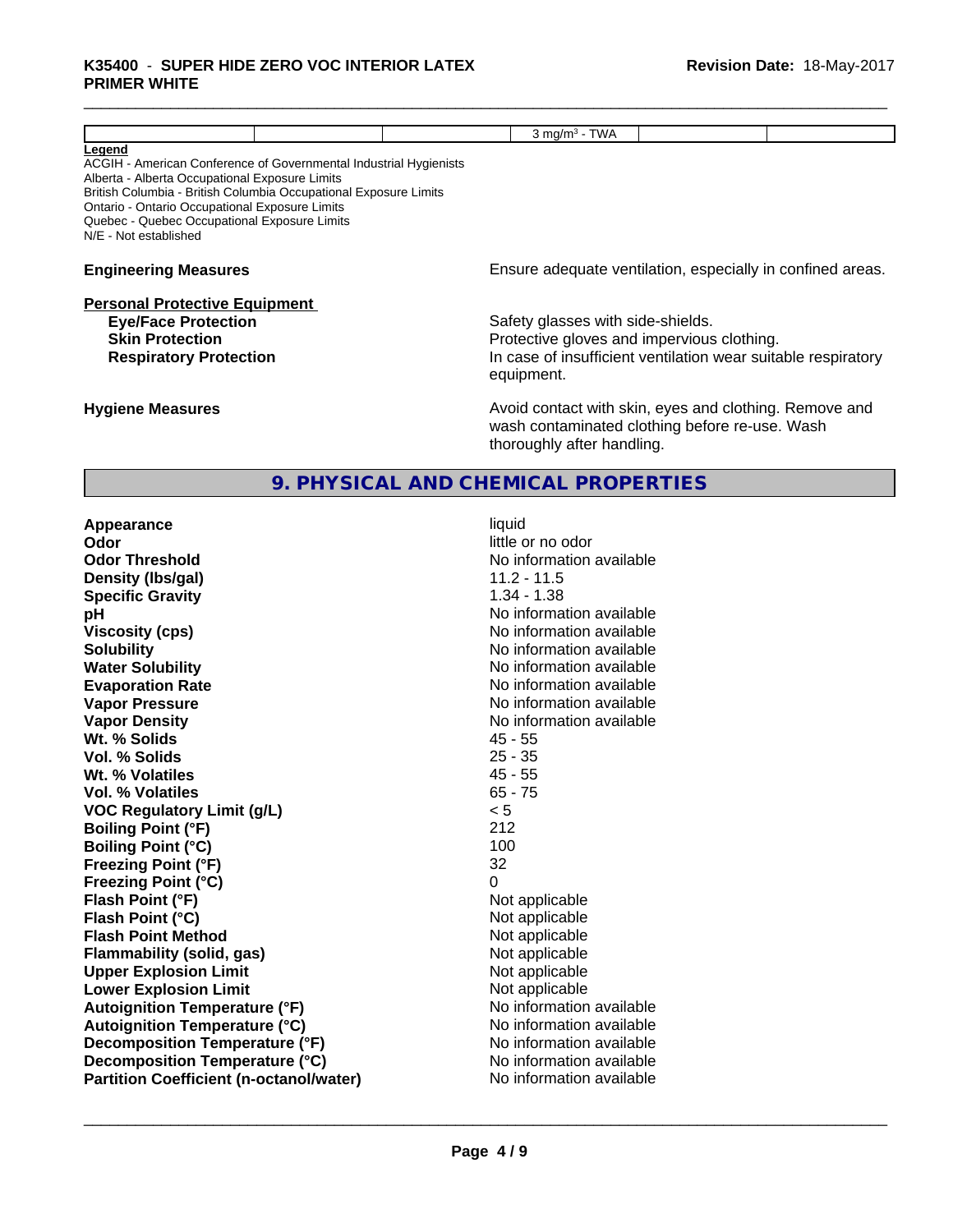| | | | 3 mg/m³ - TWA | | |
|---|---|---|---|---|---|

**Legend**

ACGIH - American Conference of Governmental Industrial Hygienists
Alberta - Alberta Occupational Exposure Limits
British Columbia - British Columbia Occupational Exposure Limits
Ontario - Ontario Occupational Exposure Limits
Quebec - Quebec Occupational Exposure Limits
N/E - Not established

**Engineering Measures** — Ensure adequate ventilation, especially in confined areas.

**Personal Protective Equipment**

**Eye/Face Protection** — Safety glasses with side-shields.
**Skin Protection** — Protective gloves and impervious clothing.
**Respiratory Protection** — In case of insufficient ventilation wear suitable respiratory equipment.

**Hygiene Measures** — Avoid contact with skin, eyes and clothing. Remove and wash contaminated clothing before re-use. Wash thoroughly after handling.

## 9. PHYSICAL AND CHEMICAL PROPERTIES

| Property | Value |
|---|---|
| **Appearance** | liquid |
| **Odor** | little or no odor |
| **Odor Threshold** | No information available |
| **Density (lbs/gal)** | 11.2 - 11.5 |
| **Specific Gravity** | 1.34 - 1.38 |
| **pH** | No information available |
| **Viscosity (cps)** | No information available |
| **Solubility** | No information available |
| **Water Solubility** | No information available |
| **Evaporation Rate** | No information available |
| **Vapor Pressure** | No information available |
| **Vapor Density** | No information available |
| **Wt. % Solids** | 45 - 55 |
| **Vol. % Solids** | 25 - 35 |
| **Wt. % Volatiles** | 45 - 55 |
| **Vol. % Volatiles** | 65 - 75 |
| **VOC Regulatory Limit (g/L)** | < 5 |
| **Boiling Point (°F)** | 212 |
| **Boiling Point (°C)** | 100 |
| **Freezing Point (°F)** | 32 |
| **Freezing Point (°C)** | 0 |
| **Flash Point (°F)** | Not applicable |
| **Flash Point (°C)** | Not applicable |
| **Flash Point Method** | Not applicable |
| **Flammability (solid, gas)** | Not applicable |
| **Upper Explosion Limit** | Not applicable |
| **Lower Explosion Limit** | Not applicable |
| **Autoignition Temperature (°F)** | No information available |
| **Autoignition Temperature (°C)** | No information available |
| **Decomposition Temperature (°F)** | No information available |
| **Decomposition Temperature (°C)** | No information available |
| **Partition Coefficient (n-octanol/water)** | No information available |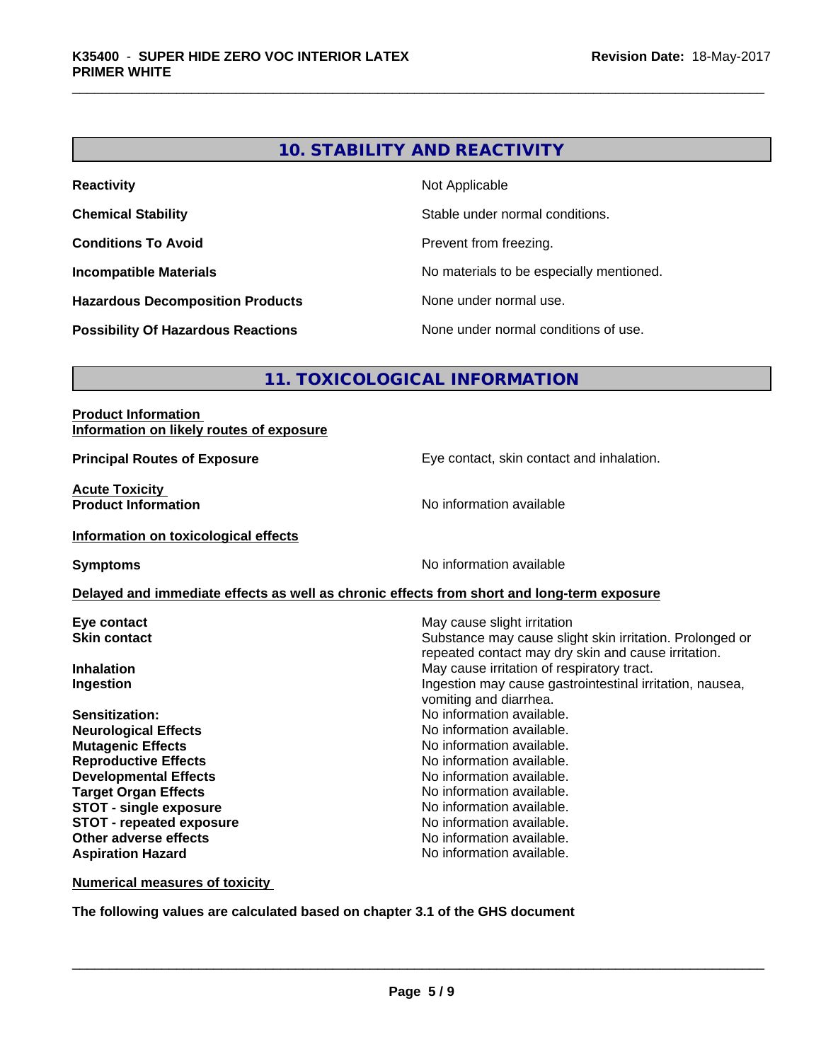## 10. STABILITY AND REACTIVITY

| | |
|---|---|
| **Reactivity** | Not Applicable |
| **Chemical Stability** | Stable under normal conditions. |
| **Conditions To Avoid** | Prevent from freezing. |
| **Incompatible Materials** | No materials to be especially mentioned. |
| **Hazardous Decomposition Products** | None under normal use. |
| **Possibility Of Hazardous Reactions** | None under normal conditions of use. |

## 11. TOXICOLOGICAL INFORMATION

**Product Information**
**Information on likely routes of exposure**

**Principal Routes of Exposure** — Eye contact, skin contact and inhalation.

**Acute Toxicity**
**Product Information** — No information available

**Information on toxicological effects**

**Symptoms** — No information available

**Delayed and immediate effects as well as chronic effects from short and long-term exposure**

| | |
|---|---|
| **Eye contact** | May cause slight irritation |
| **Skin contact** | Substance may cause slight skin irritation. Prolonged or repeated contact may dry skin and cause irritation. |
| **Inhalation** | May cause irritation of respiratory tract. |
| **Ingestion** | Ingestion may cause gastrointestinal irritation, nausea, vomiting and diarrhea. |
| **Sensitization:** | No information available. |
| **Neurological Effects** | No information available. |
| **Mutagenic Effects** | No information available. |
| **Reproductive Effects** | No information available. |
| **Developmental Effects** | No information available. |
| **Target Organ Effects** | No information available. |
| **STOT - single exposure** | No information available. |
| **STOT - repeated exposure** | No information available. |
| **Other adverse effects** | No information available. |
| **Aspiration Hazard** | No information available. |

**Numerical measures of toxicity**

**The following values are calculated based on chapter 3.1 of the GHS document**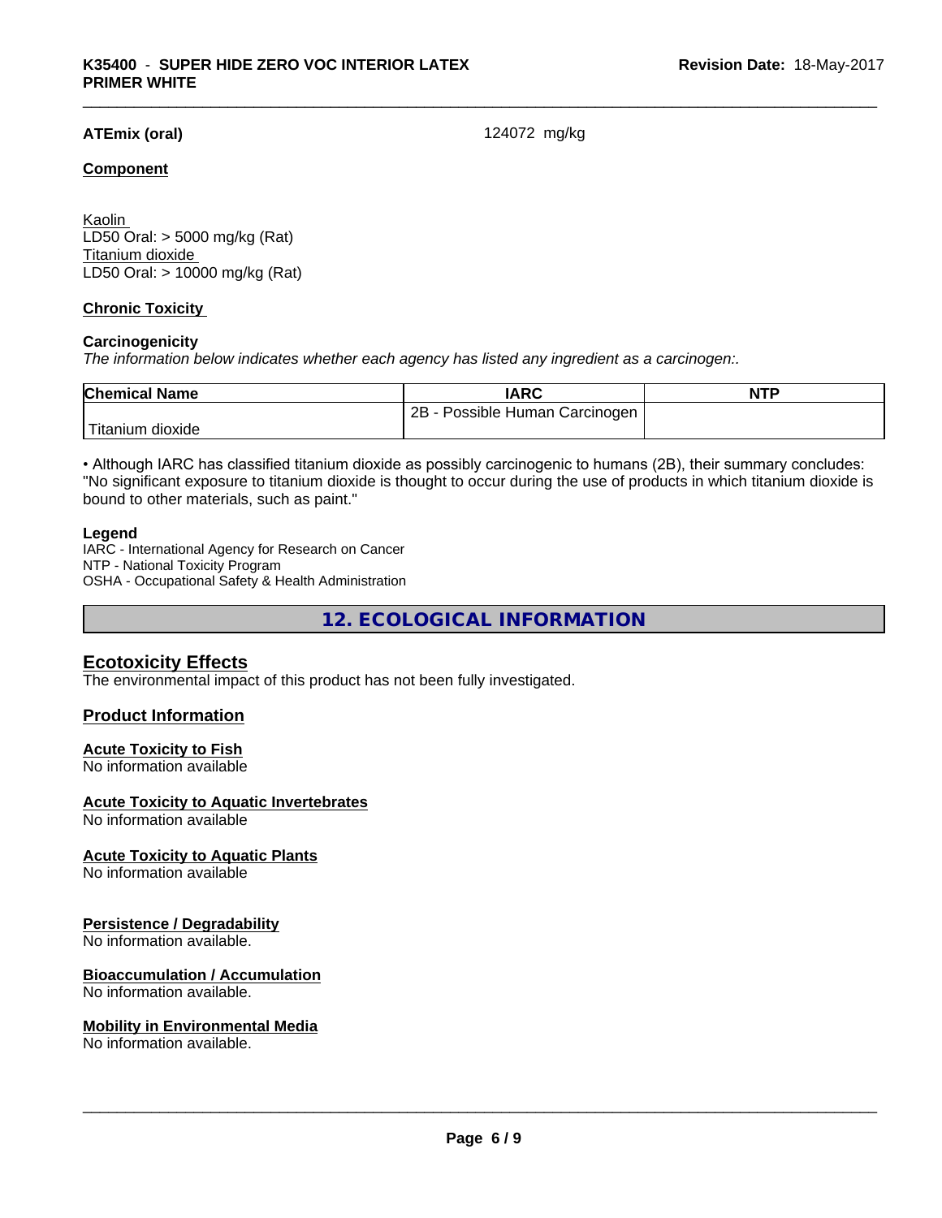**ATEmix (oral)** 124072 mg/kg

**Component**

Kaolin
LD50 Oral: > 5000 mg/kg (Rat)
Titanium dioxide
LD50 Oral: > 10000 mg/kg (Rat)

**Chronic Toxicity**

**Carcinogenicity**

*The information below indicates whether each agency has listed any ingredient as a carcinogen:.*

| Chemical Name | IARC | NTP |
|---|---|---|
| Titanium dioxide | 2B - Possible Human Carcinogen | |

• Although IARC has classified titanium dioxide as possibly carcinogenic to humans (2B), their summary concludes: "No significant exposure to titanium dioxide is thought to occur during the use of products in which titanium dioxide is bound to other materials, such as paint."

**Legend**

IARC - International Agency for Research on Cancer
NTP - National Toxicity Program
OSHA - Occupational Safety & Health Administration

## 12. ECOLOGICAL INFORMATION

### Ecotoxicity Effects

The environmental impact of this product has not been fully investigated.

### Product Information

**Acute Toxicity to Fish**
No information available

**Acute Toxicity to Aquatic Invertebrates**
No information available

**Acute Toxicity to Aquatic Plants**
No information available

**Persistence / Degradability**
No information available.

**Bioaccumulation / Accumulation**
No information available.

**Mobility in Environmental Media**
No information available.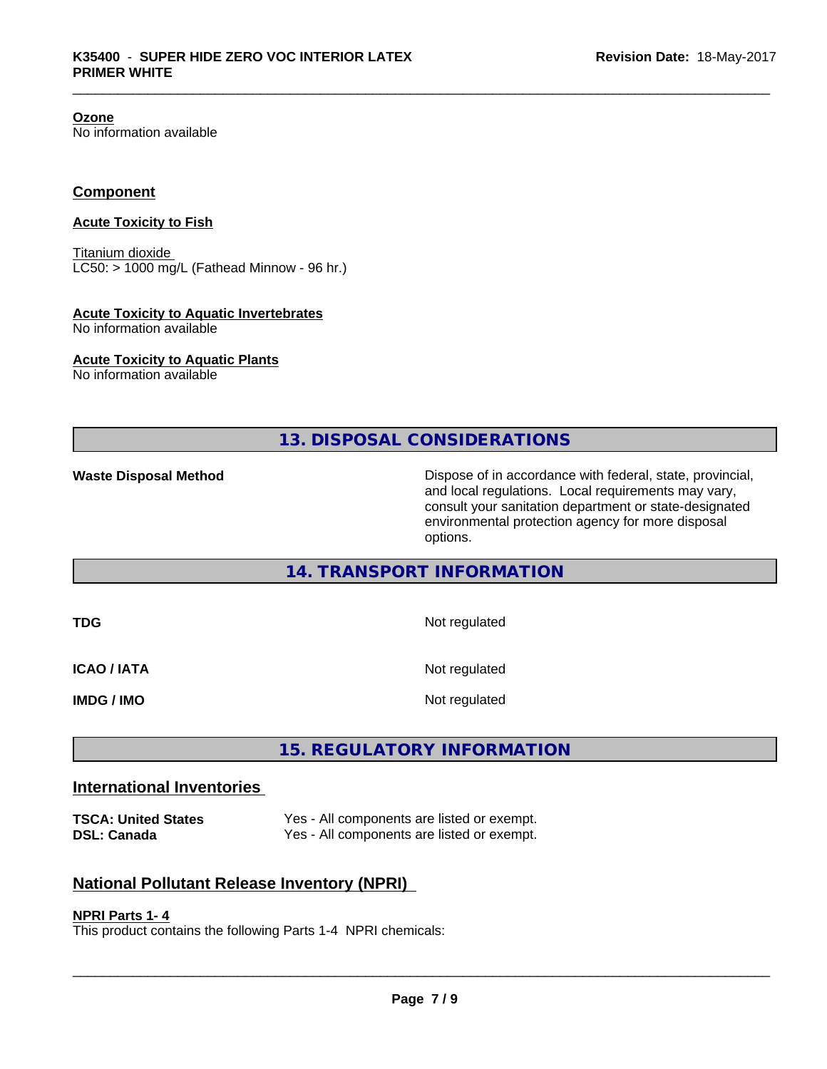**Ozone**
No information available

## Component

**Acute Toxicity to Fish**

Titanium dioxide
LC50: > 1000 mg/L (Fathead Minnow - 96 hr.)

**Acute Toxicity to Aquatic Invertebrates**
No information available

**Acute Toxicity to Aquatic Plants**
No information available

## 13. DISPOSAL CONSIDERATIONS

| | |
|---|---|
| **Waste Disposal Method** | Dispose of in accordance with federal, state, provincial, and local regulations. Local requirements may vary, consult your sanitation department or state-designated environmental protection agency for more disposal options. |

## 14. TRANSPORT INFORMATION

| | |
|---|---|
| **TDG** | Not regulated |
| **ICAO / IATA** | Not regulated |
| **IMDG / IMO** | Not regulated |

## 15. REGULATORY INFORMATION

### International Inventories

| | |
|---|---|
| **TSCA: United States** | Yes - All components are listed or exempt. |
| **DSL: Canada** | Yes - All components are listed or exempt. |

### National Pollutant Release Inventory (NPRI)

**NPRI Parts 1- 4**
This product contains the following Parts 1-4 NPRI chemicals: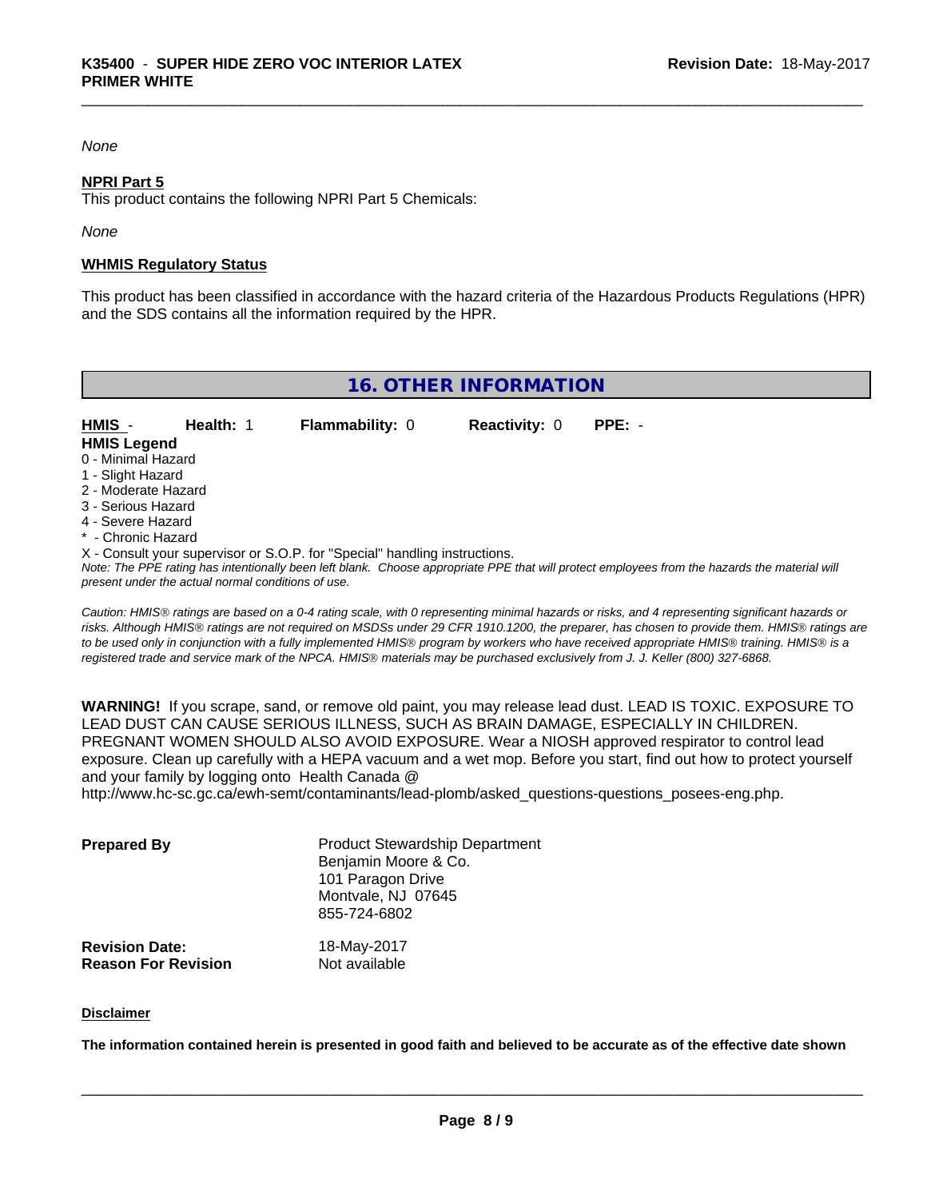*None*

**NPRI Part 5**

This product contains the following NPRI Part 5 Chemicals:

*None*

**WHMIS Regulatory Status**

This product has been classified in accordance with the hazard criteria of the Hazardous Products Regulations (HPR) and the SDS contains all the information required by the HPR.

## 16. OTHER INFORMATION

| HMIS - | Health: 1 | Flammability: 0 | Reactivity: 0 | PPE: - |
|---|---|---|---|---|

**HMIS Legend**

0 - Minimal Hazard
1 - Slight Hazard
2 - Moderate Hazard
3 - Serious Hazard
4 - Severe Hazard
* - Chronic Hazard
X - Consult your supervisor or S.O.P. for "Special" handling instructions.

*Note: The PPE rating has intentionally been left blank. Choose appropriate PPE that will protect employees from the hazards the material will present under the actual normal conditions of use.*

*Caution: HMIS® ratings are based on a 0-4 rating scale, with 0 representing minimal hazards or risks, and 4 representing significant hazards or risks. Although HMIS® ratings are not required on MSDSs under 29 CFR 1910.1200, the preparer, has chosen to provide them. HMIS® ratings are to be used only in conjunction with a fully implemented HMIS® program by workers who have received appropriate HMIS® training. HMIS® is a registered trade and service mark of the NPCA. HMIS® materials may be purchased exclusively from J. J. Keller (800) 327-6868.*

**WARNING!** If you scrape, sand, or remove old paint, you may release lead dust. LEAD IS TOXIC. EXPOSURE TO LEAD DUST CAN CAUSE SERIOUS ILLNESS, SUCH AS BRAIN DAMAGE, ESPECIALLY IN CHILDREN. PREGNANT WOMEN SHOULD ALSO AVOID EXPOSURE. Wear a NIOSH approved respirator to control lead exposure. Clean up carefully with a HEPA vacuum and a wet mop. Before you start, find out how to protect yourself and your family by logging onto Health Canada @ http://www.hc-sc.gc.ca/ewh-semt/contaminants/lead-plomb/asked_questions-questions_posees-eng.php.

**Prepared By**
Product Stewardship Department
Benjamin Moore & Co.
101 Paragon Drive
Montvale, NJ 07645
855-724-6802

**Revision Date:** 18-May-2017
**Reason For Revision** Not available

**Disclaimer**

**The information contained herein is presented in good faith and believed to be accurate as of the effective date shown**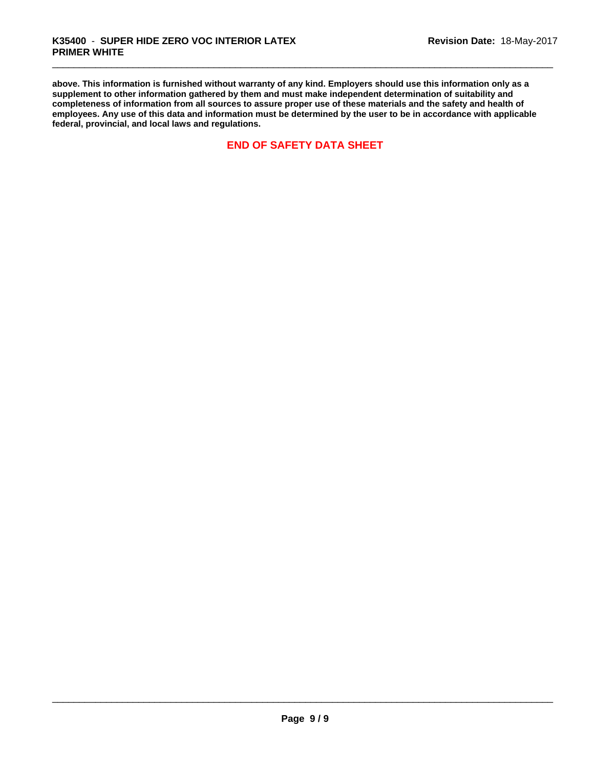**above. This information is furnished without warranty of any kind. Employers should use this information only as a supplement to other information gathered by them and must make independent determination of suitability and completeness of information from all sources to assure proper use of these materials and the safety and health of employees. Any use of this data and information must be determined by the user to be in accordance with applicable federal, provincial, and local laws and regulations.**

**END OF SAFETY DATA SHEET**